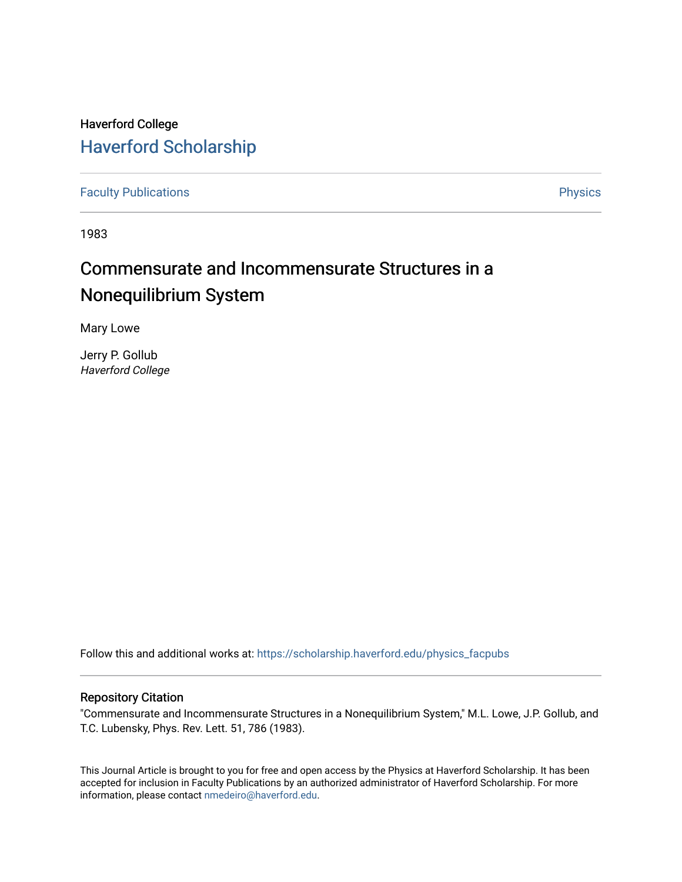Haverford College

# Haverford Scholarship

Faculty Publications

Physics

1983

## Commensurate and Incommensurate Structures in a Nonequilibrium System

Mary Lowe

Jerry P. Gollub
*Haverford College*

Follow this and additional works at: https://scholarship.haverford.edu/physics_facpubs

### Repository Citation

"Commensurate and Incommensurate Structures in a Nonequilibrium System," M.L. Lowe, J.P. Gollub, and T.C. Lubensky, Phys. Rev. Lett. 51, 786 (1983).

This Journal Article is brought to you for free and open access by the Physics at Haverford Scholarship. It has been accepted for inclusion in Faculty Publications by an authorized administrator of Haverford Scholarship. For more information, please contact nmedeiro@haverford.edu.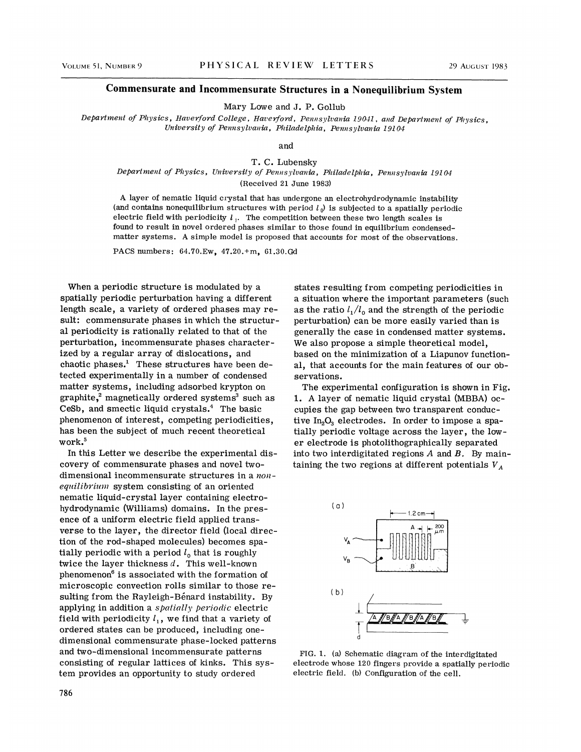# Commensurate and Incommensurate Structures in a Nonequilibrium System

Mary Lowe and J. P. Gollub

*Department of Physics, Haverford College, Haverford, Pennsylvania 19041, and Department of Physics, University of Pennsylvania, Philadelphia, Pennsylvania 19104*

and

T. C. Lubensky

*Department of Physics, University of Pennsylvania, Philadelphia, Pennsylvania 19104*

(Received 21 June 1983)

A layer of nematic liquid crystal that has undergone an electrohydrodynamic instability (and contains nonequilibrium structures with period $l_0$) is subjected to a spatially periodic electric field with periodicity $l_1$. The competition between these two length scales is found to result in novel ordered phases similar to those found in equilibrium condensed-matter systems. A simple model is proposed that accounts for most of the observations.

PACS numbers: 64.70.Ew, 47.20.+m, 61.30.Gd

When a periodic structure is modulated by a spatially periodic perturbation having a different length scale, a variety of ordered phases may result: commensurate phases in which the structural periodicity is rationally related to that of the perturbation, incommensurate phases characterized by a regular array of dislocations, and chaotic phases.[1] These structures have been detected experimentally in a number of condensed matter systems, including adsorbed krypton on graphite,[2] magnetically ordered systems[3] such as CeSb, and smectic liquid crystals.[4] The basic phenomenon of interest, competing periodicities, has been the subject of much recent theoretical work.[5]

In this Letter we describe the experimental discovery of commensurate phases and novel two-dimensional incommensurate structures in a *nonequilibrium* system consisting of an oriented nematic liquid-crystal layer containing electrohydrodynamic (Williams) domains. In the presence of a uniform electric field applied transverse to the layer, the director field (local direction of the rod-shaped molecules) becomes spatially periodic with a period $l_0$ that is roughly twice the layer thickness $d$. This well-known phenomenon[6] is associated with the formation of microscopic convection rolls similar to those resulting from the Rayleigh-Bénard instability. By applying in addition a *spatially periodic* electric field with periodicity $l_1$, we find that a variety of ordered states can be produced, including one-dimensional commensurate phase-locked patterns and two-dimensional incommensurate patterns consisting of regular lattices of kinks. This system provides an opportunity to study ordered states resulting from competing periodicities in a situation where the important parameters (such as the ratio $l_1/l_0$ and the strength of the periodic perturbation) can be more easily varied than is generally the case in condensed matter systems. We also propose a simple theoretical model, based on the minimization of a Liapunov functional, that accounts for the main features of our observations.

The experimental configuration is shown in Fig. 1. A layer of nematic liquid crystal (MBBA) occupies the gap between two transparent conductive $In_2O_3$ electrodes. In order to impose a spatially periodic voltage across the layer, the lower electrode is photolithographically separated into two interdigitated regions $A$ and $B$. By maintaining the two regions at different potentials $V_A$

FIG. 1. (a) Schematic diagram of the interdigitated electrode whose 120 fingers provide a spatially periodic electric field. (b) Configuration of the cell.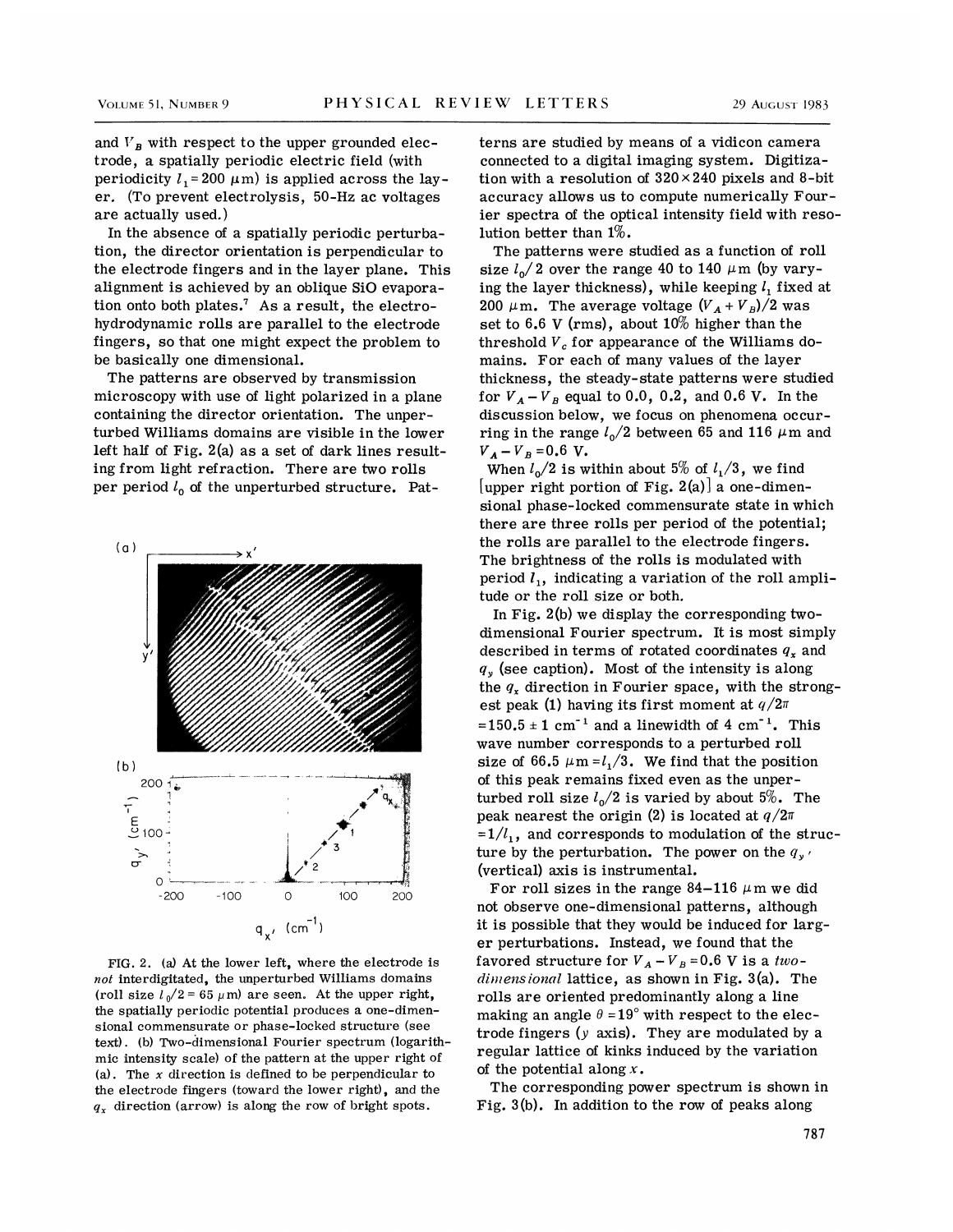and $V_B$ with respect to the upper grounded electrode, a spatially periodic electric field (with periodicity $l_1 = 200$ μm) is applied across the layer. (To prevent electrolysis, 50-Hz ac voltages are actually used.)

In the absence of a spatially periodic perturbation, the director orientation is perpendicular to the electrode fingers and in the layer plane. This alignment is achieved by an oblique SiO evaporation onto both plates.[7] As a result, the electrohydrodynamic rolls are parallel to the electrode fingers, so that one might expect the problem to be basically one dimensional.

The patterns are observed by transmission microscopy with use of light polarized in a plane containing the director orientation. The unperturbed Williams domains are visible in the lower left half of Fig. 2(a) as a set of dark lines resulting from light refraction. There are two rolls per period $l_0$ of the unperturbed structure. Patterns are studied by means of a vidicon camera connected to a digital imaging system. Digitization with a resolution of $320 \times 240$ pixels and 8-bit accuracy allows us to compute numerically Fourier spectra of the optical intensity field with resolution better than 1%.

FIG. 2. (a) At the lower left, where the electrode is *not* interdigitated, the unperturbed Williams domains (roll size $l_0/2 = 65$ μm) are seen. At the upper right, the spatially periodic potential produces a one-dimensional commensurate or phase-locked structure (see text). (b) Two-dimensional Fourier spectrum (logarithmic intensity scale) of the pattern at the upper right of (a). The $x$ direction is defined to be perpendicular to the electrode fingers (toward the lower right), and the $q_x$ direction (arrow) is along the row of bright spots.

The patterns were studied as a function of roll size $l_0/2$ over the range 40 to 140 μm (by varying the layer thickness), while keeping $l_1$ fixed at 200 μm. The average voltage $(V_A + V_B)/2$ was set to 6.6 V (rms), about 10% higher than the threshold $V_c$ for appearance of the Williams domains. For each of many values of the layer thickness, the steady-state patterns were studied for $V_A - V_B$ equal to 0.0, 0.2, and 0.6 V. In the discussion below, we focus on phenomena occurring in the range $l_0/2$ between 65 and 116 μm and $V_A - V_B = 0.6$ V.

When $l_0/2$ is within about 5% of $l_1/3$, we find [upper right portion of Fig. 2(a)] a one-dimensional phase-locked commensurate state in which there are three rolls per period of the potential; the rolls are parallel to the electrode fingers. The brightness of the rolls is modulated with period $l_1$, indicating a variation of the roll amplitude or the roll size or both.

In Fig. 2(b) we display the corresponding two-dimensional Fourier spectrum. It is most simply described in terms of rotated coordinates $q_x$ and $q_y$ (see caption). Most of the intensity is along the $q_x$ direction in Fourier space, with the strongest peak (1) having its first moment at $q/2\pi = 150.5 \pm 1$ cm$^{-1}$ and a linewidth of 4 cm$^{-1}$. This wave number corresponds to a perturbed roll size of 66.5 μm $= l_1/3$. We find that the position of this peak remains fixed even as the unperturbed roll size $l_0/2$ is varied by about 5%. The peak nearest the origin (2) is located at $q/2\pi = 1/l_1$, and corresponds to modulation of the structure by the perturbation. The power on the $q_{y'}$ (vertical) axis is instrumental.

For roll sizes in the range 84–116 μm we did not observe one-dimensional patterns, although it is possible that they would be induced for larger perturbations. Instead, we found that the favored structure for $V_A - V_B = 0.6$ V is a *two-dimensional* lattice, as shown in Fig. 3(a). The rolls are oriented predominantly along a line making an angle $\theta = 19°$ with respect to the electrode fingers ($y$ axis). They are modulated by a regular lattice of kinks induced by the variation of the potential along $x$.

The corresponding power spectrum is shown in Fig. 3(b). In addition to the row of peaks along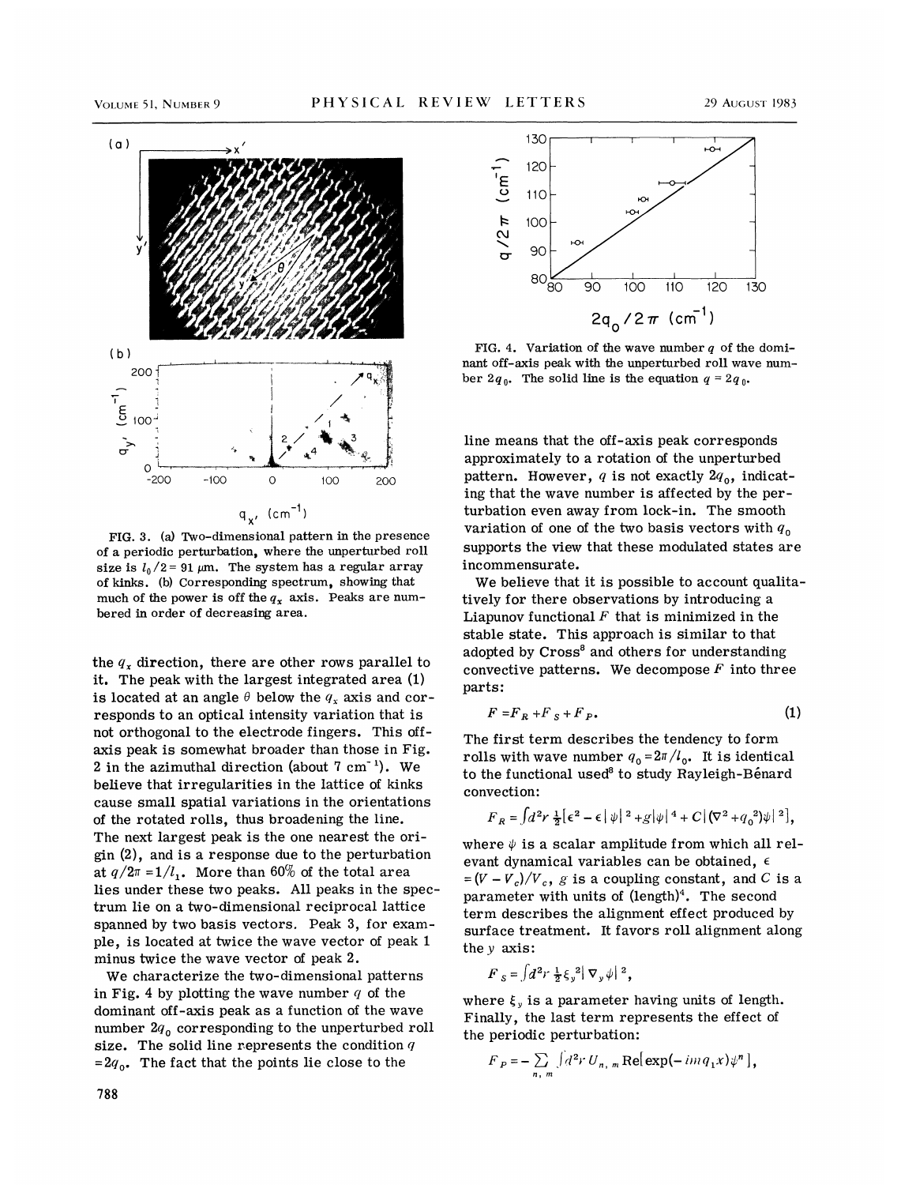FIG. 3. (a) Two-dimensional pattern in the presence of a periodic perturbation, where the unperturbed roll size is $l_0/2 = 91\ \mu$m. The system has a regular array of kinks. (b) Corresponding spectrum, showing that much of the power is off the $q_x$ axis. Peaks are numbered in order of decreasing area.

the $q_x$ direction, there are other rows parallel to it. The peak with the largest integrated area (1) is located at an angle $\theta$ below the $q_x$ axis and corresponds to an optical intensity variation that is not orthogonal to the electrode fingers. This off-axis peak is somewhat broader than those in Fig. 2 in the azimuthal direction (about 7 cm$^{-1}$). We believe that irregularities in the lattice of kinks cause small spatial variations in the orientations of the rotated rolls, thus broadening the line. The next largest peak is the one nearest the origin (2), and is a response due to the perturbation at $q/2\pi = 1/l_1$. More than 60% of the total area lies under these two peaks. All peaks in the spectrum lie on a two-dimensional reciprocal lattice spanned by two basis vectors. Peak 3, for example, is located at twice the wave vector of peak 1 minus twice the wave vector of peak 2.

We characterize the two-dimensional patterns in Fig. 4 by plotting the wave number $q$ of the dominant off-axis peak as a function of the wave number $2q_0$ corresponding to the unperturbed roll size. The solid line represents the condition $q = 2q_0$. The fact that the points lie close to the

FIG. 4. Variation of the wave number $q$ of the dominant off-axis peak with the unperturbed roll wave number $2q_0$. The solid line is the equation $q = 2q_0$.

line means that the off-axis peak corresponds approximately to a rotation of the unperturbed pattern. However, $q$ is not exactly $2q_0$, indicating that the wave number is affected by the perturbation even away from lock-in. The smooth variation of one of the two basis vectors with $q_0$ supports the view that these modulated states are incommensurate.

We believe that it is possible to account qualitatively for there observations by introducing a Liapunov functional $F$ that is minimized in the stable state. This approach is similar to that adopted by Cross[8] and others for understanding convective patterns. We decompose $F$ into three parts:

$$F = F_R + F_S + F_P. \tag{1}$$

The first term describes the tendency to form rolls with wave number $q_0 = 2\pi/l_0$. It is identical to the functional used[8] to study Rayleigh-Bénard convection:

$$F_R = \int d^2r\, \tfrac{1}{2}\left[\epsilon^2 - \epsilon|\psi|^2 + g|\psi|^4 + C|(\nabla^2 + q_0^2)\psi|^2\right],$$

where $\psi$ is a scalar amplitude from which all relevant dynamical variables can be obtained, $\epsilon = (V - V_c)/V_c$, $g$ is a coupling constant, and $C$ is a parameter with units of (length)$^4$. The second term describes the alignment effect produced by surface treatment. It favors roll alignment along the $y$ axis:

$$F_S = \int d^2r\, \tfrac{1}{2}\xi_y^2 |\nabla_y \psi|^2,$$

where $\xi_y$ is a parameter having units of length. Finally, the last term represents the effect of the periodic perturbation:

$$F_P = -\sum_{n,\,m} \int d^2r\, U_{n,\,m}\, \mathrm{Re}[\exp(-imq_1 x)\psi^n],$$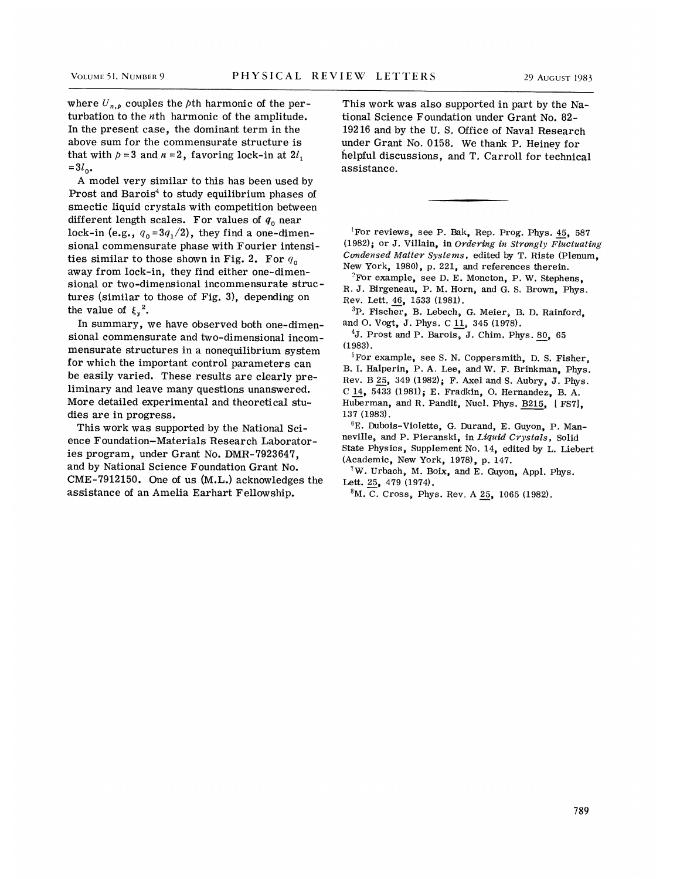where $U_{n,p}$ couples the $p$th harmonic of the perturbation to the $n$th harmonic of the amplitude. In the present case, the dominant term in the above sum for the commensurate structure is that with $p = 3$ and $n = 2$, favoring lock-in at $2l_1 = 3l_0$.

A model very similar to this has been used by Prost and Barois[4] to study equilibrium phases of smectic liquid crystals with competition between different length scales. For values of $q_0$ near lock-in (e.g., $q_0 = 3q_1/2$), they find a one-dimensional commensurate phase with Fourier intensities similar to those shown in Fig. 2. For $q_0$ away from lock-in, they find either one-dimensional or two-dimensional incommensurate structures (similar to those of Fig. 3), depending on the value of $\xi_y^2$.

In summary, we have observed both one-dimensional commensurate and two-dimensional incommensurate structures in a nonequilibrium system for which the important control parameters can be easily varied. These results are clearly preliminary and leave many questions unanswered. More detailed experimental and theoretical studies are in progress.

This work was supported by the National Science Foundation–Materials Research Laboratories program, under Grant No. DMR-7923647, and by National Science Foundation Grant No. CME-7912150. One of us (M.L.) acknowledges the assistance of an Amelia Earhart Fellowship.

This work was also supported in part by the National Science Foundation under Grant No. 82-19216 and by the U. S. Office of Naval Research under Grant No. 0158. We thank P. Heiney for helpful discussions, and T. Carroll for technical assistance.

---

[1] For reviews, see P. Bak, Rep. Prog. Phys. 45, 587 (1982); or J. Villain, in *Ordering in Strongly Fluctuating Condensed Matter Systems*, edited by T. Riste (Plenum, New York, 1980), p. 221, and references therein.

[2] For example, see D. E. Moncton, P. W. Stephens, R. J. Birgeneau, P. M. Horn, and G. S. Brown, Phys. Rev. Lett. 46, 1533 (1981).

[3] P. Fischer, B. Lebech, G. Meier, B. D. Rainford, and O. Vogt, J. Phys. C 11, 345 (1978).

[4] J. Prost and P. Barois, J. Chim. Phys. 80, 65 (1983).

[5] For example, see S. N. Coppersmith, D. S. Fisher, B. I. Halperin, P. A. Lee, and W. F. Brinkman, Phys. Rev. B 25, 349 (1982); F. Axel and S. Aubry, J. Phys. C 14, 5433 (1981); E. Fradkin, O. Hernandez, B. A. Huberman, and R. Pandit, Nucl. Phys. B215, [FS7], 137 (1983).

[6] E. Dubois-Violette, G. Durand, E. Guyon, P. Manneville, and P. Pieranski, in *Liquid Crystals*, Solid State Physics, Supplement No. 14, edited by L. Liebert (Academic, New York, 1978), p. 147.

[7] W. Urbach, M. Boix, and E. Guyon, Appl. Phys. Lett. 25, 479 (1974).

[8] M. C. Cross, Phys. Rev. A 25, 1065 (1982).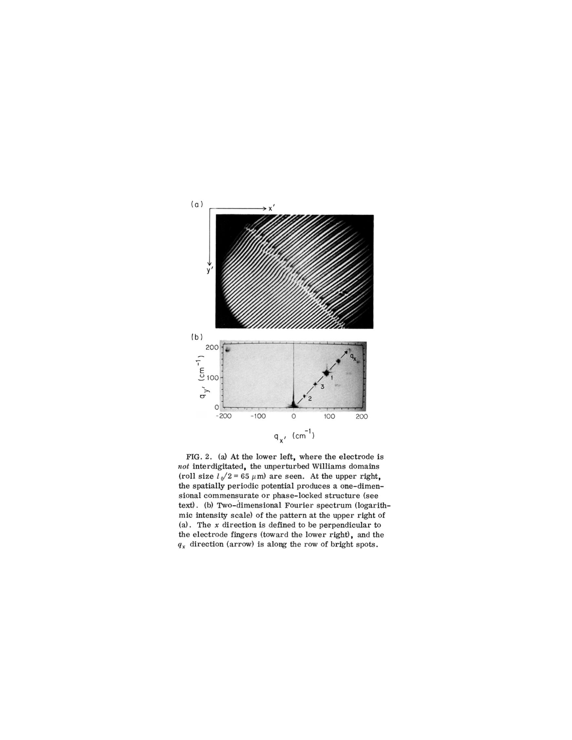FIG. 2. (a) At the lower left, where the electrode is *not* interdigitated, the unperturbed Williams domains (roll size $l_0/2 = 65\ \mu$m) are seen. At the upper right, the spatially periodic potential produces a one-dimensional commensurate or phase-locked structure (see text). (b) Two-dimensional Fourier spectrum (logarithmic intensity scale) of the pattern at the upper right of (a). The $x$ direction is defined to be perpendicular to the electrode fingers (toward the lower right), and the $q_x$ direction (arrow) is along the row of bright spots.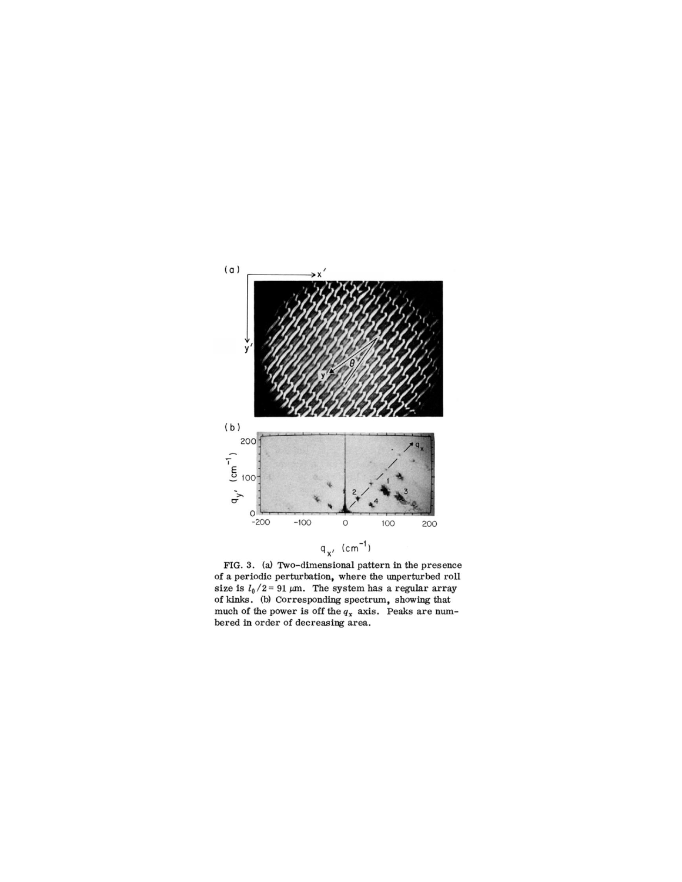(a)

x′

y′

y

θ

(b)

200

100

0

-200

-100

0

100

200

$q_{y'}$ (cm$^{-1}$)

$q_{x'}$ (cm$^{-1}$)

$q_x$

1

2

3

4

FIG. 3. (a) Two-dimensional pattern in the presence of a periodic perturbation, where the unperturbed roll size is $l_0/2 = 91$ μm. The system has a regular array of kinks. (b) Corresponding spectrum, showing that much of the power is off the $q_x$ axis. Peaks are numbered in order of decreasing area.